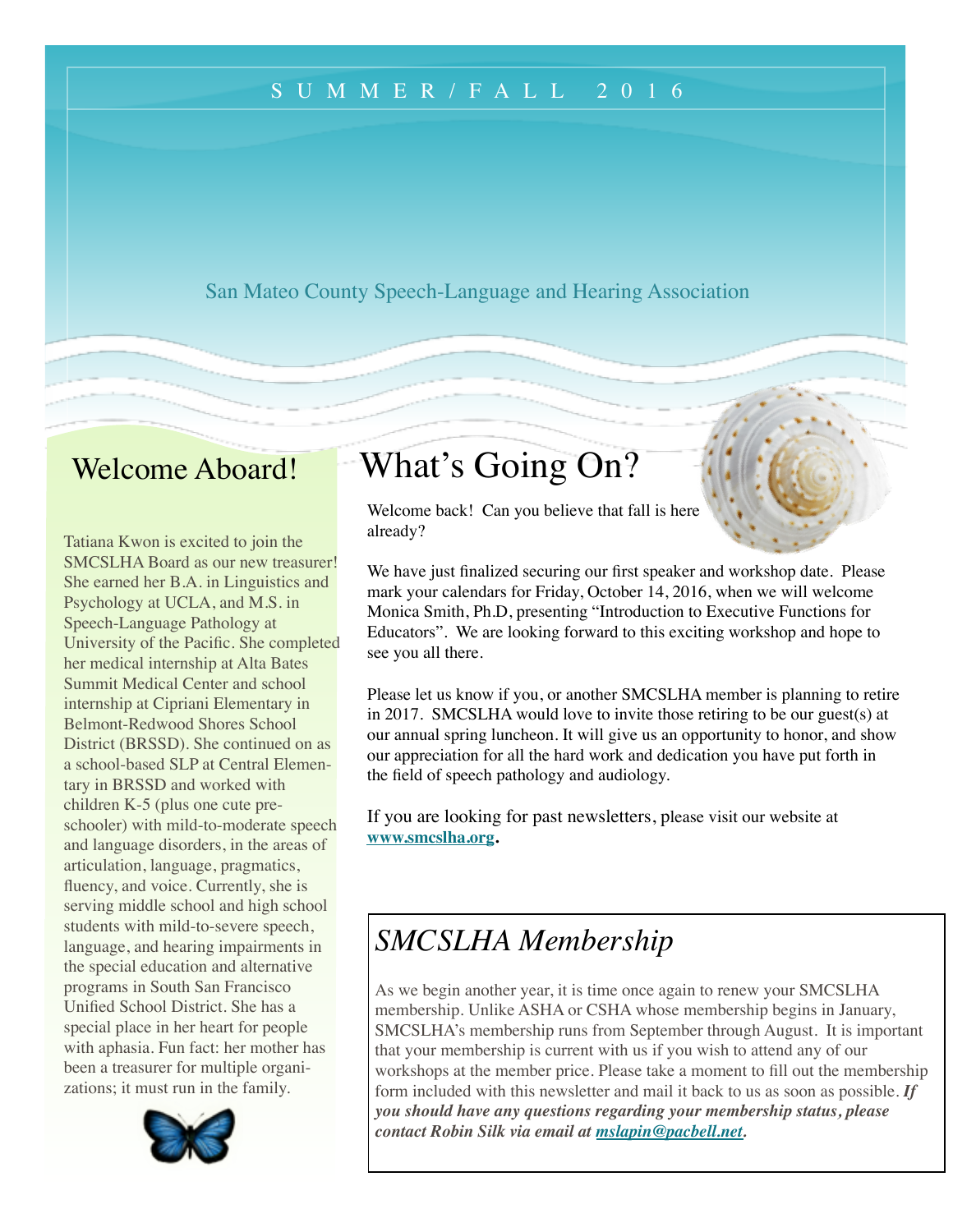SUMMER/FALL 2016

# San Mateo County Speech-Language and Hearing Association

## Welcome Aboard!

Tatiana Kwon is excited to join the SMCSLHA Board as our new treasurer! She earned her B.A. in Linguistics and Psychology at UCLA, and M.S. in Speech-Language Pathology at University of the Pacific. She completed her medical internship at Alta Bates Summit Medical Center and school internship at Cipriani Elementary in Belmont-Redwood Shores School District (BRSSD). She continued on as a school-based SLP at Central Elementary in BRSSD and worked with children K-5 (plus one cute preschooler) with mild-to-moderate speech and language disorders, in the areas of articulation, language, pragmatics, fluency, and voice. Currently, she is serving middle school and high school students with mild-to-severe speech, language, and hearing impairments in the special education and alternative programs in South San Francisco Unified School District. She has a special place in her heart for people with aphasia. Fun fact: her mother has been a treasurer for multiple organizations; it must run in the family.

## What's Going On?

Welcome back! Can you believe that fall is here already?

We have just finalized securing our first speaker and workshop date. Please mark your calendars for Friday, October 14, 2016, when we will welcome Monica Smith, Ph.D, presenting "Introduction to Executive Functions for Educators". We are looking forward to this exciting workshop and hope to see you all there.

Please let us know if you, or another SMCSLHA member is planning to retire in 2017. SMCSLHA would love to invite those retiring to be our guest(s) at our annual spring luncheon. It will give us an opportunity to honor, and show our appreciation for all the hard work and dedication you have put forth in the field of speech pathology and audiology.

If you are looking for past newsletters, please visit our website at **www.smcslha.org**.

## *SMCSLHA Membership*

As we begin another year, it is time once again to renew your SMCSLHA membership. Unlike ASHA or CSHA whose membership begins in January, SMCSLHA's membership runs from September through August. It is important that your membership is current with us if you wish to attend any of our workshops at the member price. Please take a moment to fill out the membership form included with this newsletter and mail it back to us as soon as possible. ***If you should have any questions regarding your membership status, please contact Robin Silk via email at mslapin@pacbell.net.***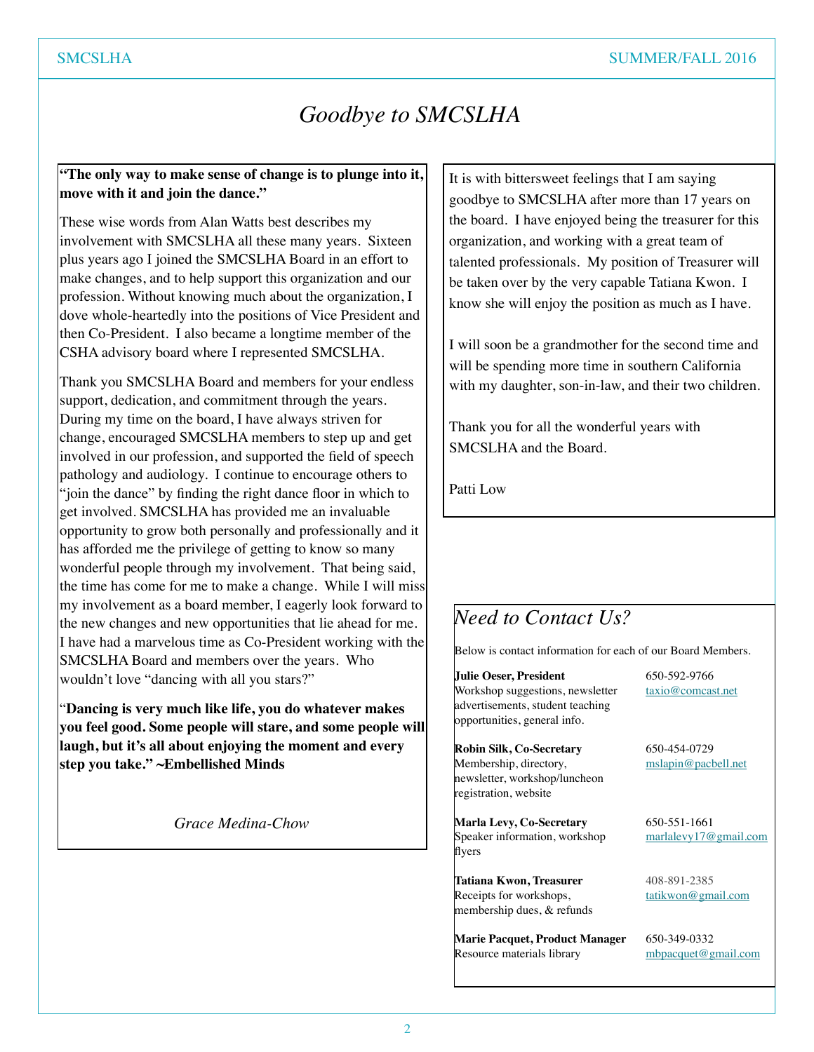# *Goodbye to SMCSLHA*

**"The only way to make sense of change is to plunge into it, move with it and join the dance."**

These wise words from Alan Watts best describes my involvement with SMCSLHA all these many years. Sixteen plus years ago I joined the SMCSLHA Board in an effort to make changes, and to help support this organization and our profession. Without knowing much about the organization, I dove whole-heartedly into the positions of Vice President and then Co-President. I also became a longtime member of the CSHA advisory board where I represented SMCSLHA.

Thank you SMCSLHA Board and members for your endless support, dedication, and commitment through the years. During my time on the board, I have always striven for change, encouraged SMCSLHA members to step up and get involved in our profession, and supported the field of speech pathology and audiology. I continue to encourage others to "join the dance" by finding the right dance floor in which to get involved. SMCSLHA has provided me an invaluable opportunity to grow both personally and professionally and it has afforded me the privilege of getting to know so many wonderful people through my involvement. That being said, the time has come for me to make a change. While I will miss my involvement as a board member, I eagerly look forward to the new changes and new opportunities that lie ahead for me. I have had a marvelous time as Co-President working with the SMCSLHA Board and members over the years. Who wouldn't love "dancing with all you stars?"

"**Dancing is very much like life, you do whatever makes you feel good. Some people will stare, and some people will laugh, but it's all about enjoying the moment and every step you take." ~Embellished Minds**

*Grace Medina-Chow*

It is with bittersweet feelings that I am saying goodbye to SMCSLHA after more than 17 years on the board. I have enjoyed being the treasurer for this organization, and working with a great team of talented professionals. My position of Treasurer will be taken over by the very capable Tatiana Kwon. I know she will enjoy the position as much as I have.

I will soon be a grandmother for the second time and will be spending more time in southern California with my daughter, son-in-law, and their two children.

Thank you for all the wonderful years with SMCSLHA and the Board.

Patti Low

## *Need to Contact Us?*

Below is contact information for each of our Board Members.

**Julie Oeser, President**
Workshop suggestions, newsletter advertisements, student teaching opportunities, general info.
650-592-9766
taxio@comcast.net

**Robin Silk, Co-Secretary**
Membership, directory, newsletter, workshop/luncheon registration, website
650-454-0729
mslapin@pacbell.net

**Marla Levy, Co-Secretary**
Speaker information, workshop flyers
650-551-1661
marlalevy17@gmail.com

**Tatiana Kwon, Treasurer**
Receipts for workshops, membership dues, & refunds
408-891-2385
tatikwon@gmail.com

**Marie Pacquet, Product Manager**
Resource materials library
650-349-0332
mbpacquet@gmail.com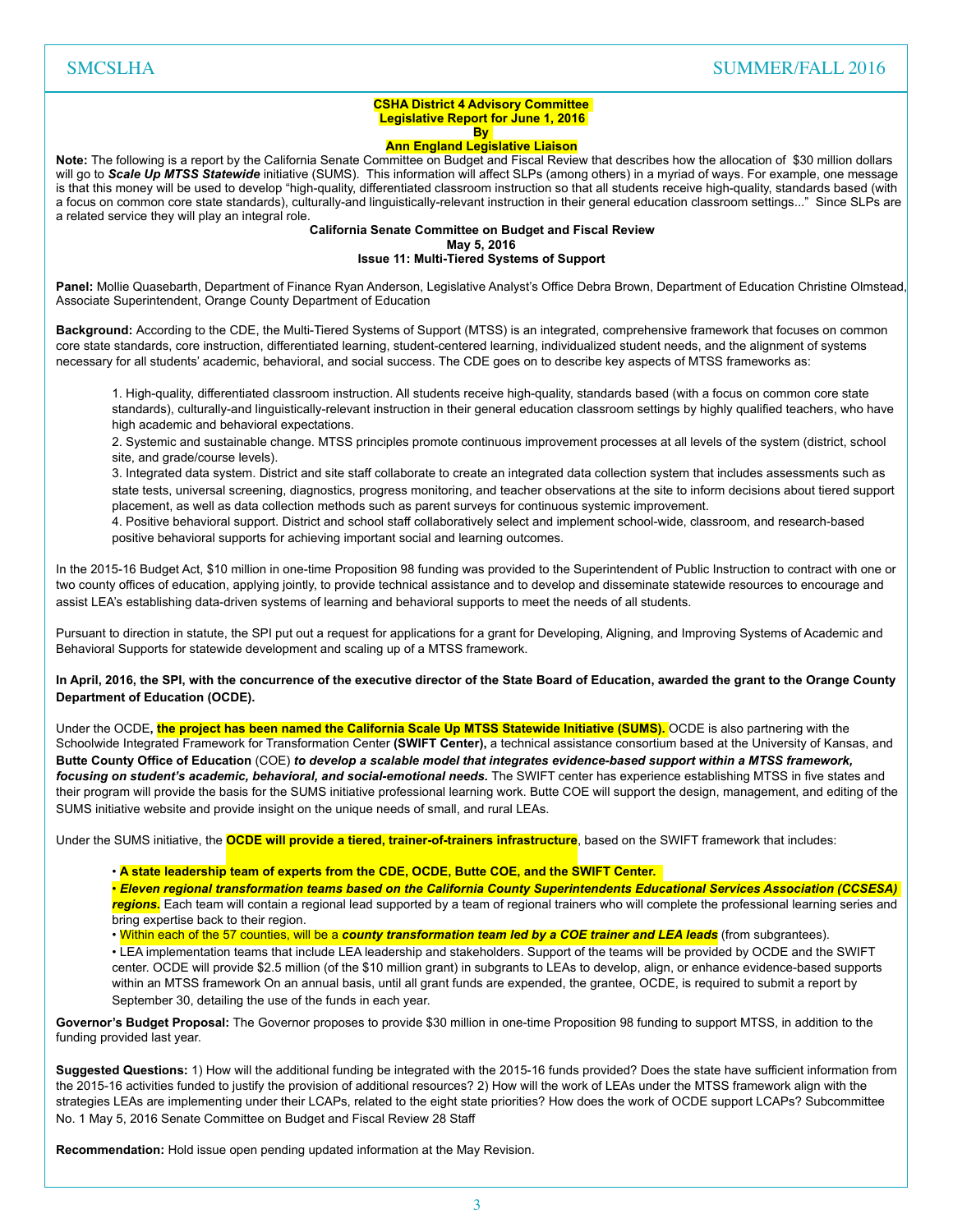**CSHA District 4 Advisory Committee**
**Legislative Report for June 1, 2016**
**By**
**Ann England Legislative Liaison**

**Note:** The following is a report by the California Senate Committee on Budget and Fiscal Review that describes how the allocation of $30 million dollars will go to ***Scale Up MTSS Statewide*** initiative (SUMS). This information will affect SLPs (among others) in a myriad of ways. For example, one message is that this money will be used to develop "high-quality, differentiated classroom instruction so that all students receive high-quality, standards based (with a focus on common core state standards), culturally-and linguistically-relevant instruction in their general education classroom settings..." Since SLPs are a related service they will play an integral role.

**California Senate Committee on Budget and Fiscal Review**
**May 5, 2016**
**Issue 11: Multi-Tiered Systems of Support**

**Panel:** Mollie Quasebarth, Department of Finance Ryan Anderson, Legislative Analyst's Office Debra Brown, Department of Education Christine Olmstead, Associate Superintendent, Orange County Department of Education

**Background:** According to the CDE, the Multi-Tiered Systems of Support (MTSS) is an integrated, comprehensive framework that focuses on common core state standards, core instruction, differentiated learning, student-centered learning, individualized student needs, and the alignment of systems necessary for all students' academic, behavioral, and social success. The CDE goes on to describe key aspects of MTSS frameworks as:

1. High-quality, differentiated classroom instruction. All students receive high-quality, standards based (with a focus on common core state standards), culturally-and linguistically-relevant instruction in their general education classroom settings by highly qualified teachers, who have high academic and behavioral expectations.
2. Systemic and sustainable change. MTSS principles promote continuous improvement processes at all levels of the system (district, school site, and grade/course levels).
3. Integrated data system. District and site staff collaborate to create an integrated data collection system that includes assessments such as state tests, universal screening, diagnostics, progress monitoring, and teacher observations at the site to inform decisions about tiered support placement, as well as data collection methods such as parent surveys for continuous systemic improvement.
4. Positive behavioral support. District and school staff collaboratively select and implement school-wide, classroom, and research-based positive behavioral supports for achieving important social and learning outcomes.

In the 2015-16 Budget Act, $10 million in one-time Proposition 98 funding was provided to the Superintendent of Public Instruction to contract with one or two county offices of education, applying jointly, to provide technical assistance and to develop and disseminate statewide resources to encourage and assist LEA's establishing data-driven systems of learning and behavioral supports to meet the needs of all students.

Pursuant to direction in statute, the SPI put out a request for applications for a grant for Developing, Aligning, and Improving Systems of Academic and Behavioral Supports for statewide development and scaling up of a MTSS framework.

**In April, 2016, the SPI, with the concurrence of the executive director of the State Board of Education, awarded the grant to the Orange County Department of Education (OCDE).**

Under the OCDE**, the project has been named the California Scale Up MTSS Statewide Initiative (SUMS).** OCDE is also partnering with the Schoolwide Integrated Framework for Transformation Center **(SWIFT Center),** a technical assistance consortium based at the University of Kansas, and **Butte County Office of Education** (COE) ***to develop a scalable model that integrates evidence-based support within a MTSS framework, focusing on student's academic, behavioral, and social-emotional needs.*** The SWIFT center has experience establishing MTSS in five states and their program will provide the basis for the SUMS initiative professional learning work. Butte COE will support the design, management, and editing of the SUMS initiative website and provide insight on the unique needs of small, and rural LEAs.

Under the SUMS initiative, the **OCDE will provide a tiered, trainer-of-trainers infrastructure**, based on the SWIFT framework that includes:

- **A state leadership team of experts from the CDE, OCDE, Butte COE, and the SWIFT Center.**
- ***Eleven regional transformation teams based on the California County Superintendents Educational Services Association (CCSESA) regions.*** Each team will contain a regional lead supported by a team of regional trainers who will complete the professional learning series and bring expertise back to their region.
- Within each of the 57 counties, will be a ***county transformation team led by a COE trainer and LEA leads*** (from subgrantees).
- LEA implementation teams that include LEA leadership and stakeholders. Support of the teams will be provided by OCDE and the SWIFT center. OCDE will provide $2.5 million (of the $10 million grant) in subgrants to LEAs to develop, align, or enhance evidence-based supports within an MTSS framework On an annual basis, until all grant funds are expended, the grantee, OCDE, is required to submit a report by September 30, detailing the use of the funds in each year.

**Governor's Budget Proposal:** The Governor proposes to provide $30 million in one-time Proposition 98 funding to support MTSS, in addition to the funding provided last year.

**Suggested Questions:** 1) How will the additional funding be integrated with the 2015-16 funds provided? Does the state have sufficient information from the 2015-16 activities funded to justify the provision of additional resources? 2) How will the work of LEAs under the MTSS framework align with the strategies LEAs are implementing under their LCAPs, related to the eight state priorities? How does the work of OCDE support LCAPs? Subcommittee No. 1 May 5, 2016 Senate Committee on Budget and Fiscal Review 28 Staff

**Recommendation:** Hold issue open pending updated information at the May Revision.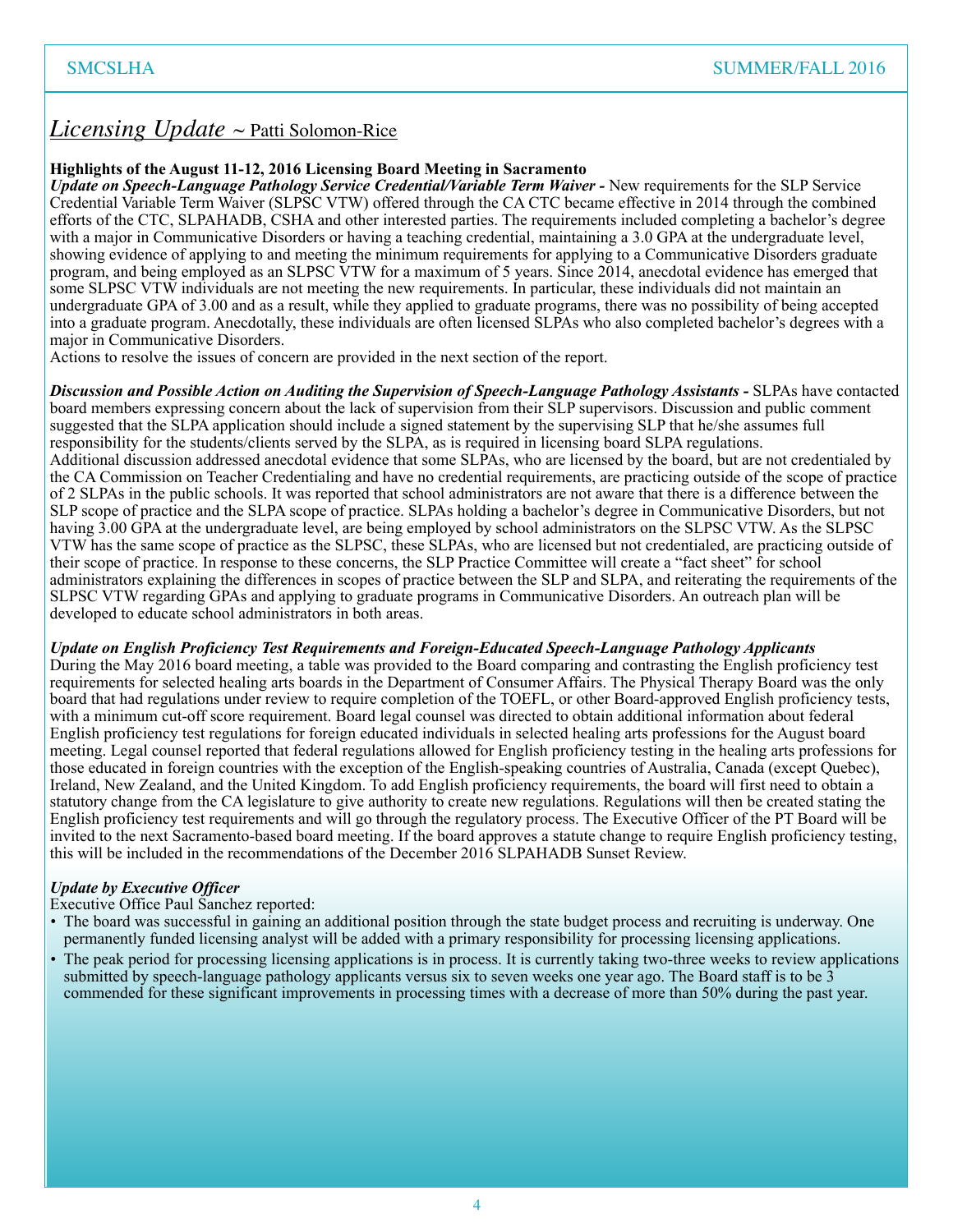## *Licensing Update* ~ Patti Solomon-Rice

**Highlights of the August 11-12, 2016 Licensing Board Meeting in Sacramento**

***Update on Speech-Language Pathology Service Credential/Variable Term Waiver -*** New requirements for the SLP Service Credential Variable Term Waiver (SLPSC VTW) offered through the CA CTC became effective in 2014 through the combined efforts of the CTC, SLPAHADB, CSHA and other interested parties. The requirements included completing a bachelor's degree with a major in Communicative Disorders or having a teaching credential, maintaining a 3.0 GPA at the undergraduate level, showing evidence of applying to and meeting the minimum requirements for applying to a Communicative Disorders graduate program, and being employed as an SLPSC VTW for a maximum of 5 years. Since 2014, anecdotal evidence has emerged that some SLPSC VTW individuals are not meeting the new requirements. In particular, these individuals did not maintain an undergraduate GPA of 3.00 and as a result, while they applied to graduate programs, there was no possibility of being accepted into a graduate program. Anecdotally, these individuals are often licensed SLPAs who also completed bachelor's degrees with a major in Communicative Disorders.

Actions to resolve the issues of concern are provided in the next section of the report.

***Discussion and Possible Action on Auditing the Supervision of Speech-Language Pathology Assistants -*** SLPAs have contacted board members expressing concern about the lack of supervision from their SLP supervisors. Discussion and public comment suggested that the SLPA application should include a signed statement by the supervising SLP that he/she assumes full responsibility for the students/clients served by the SLPA, as is required in licensing board SLPA regulations.

Additional discussion addressed anecdotal evidence that some SLPAs, who are licensed by the board, but are not credentialed by the CA Commission on Teacher Credentialing and have no credential requirements, are practicing outside of the scope of practice of 2 SLPAs in the public schools. It was reported that school administrators are not aware that there is a difference between the SLP scope of practice and the SLPA scope of practice. SLPAs holding a bachelor's degree in Communicative Disorders, but not having 3.00 GPA at the undergraduate level, are being employed by school administrators on the SLPSC VTW. As the SLPSC VTW has the same scope of practice as the SLPSC, these SLPAs, who are licensed but not credentialed, are practicing outside of their scope of practice. In response to these concerns, the SLP Practice Committee will create a "fact sheet" for school administrators explaining the differences in scopes of practice between the SLP and SLPA, and reiterating the requirements of the SLPSC VTW regarding GPAs and applying to graduate programs in Communicative Disorders. An outreach plan will be developed to educate school administrators in both areas.

***Update on English Proficiency Test Requirements and Foreign-Educated Speech-Language Pathology Applicants***

During the May 2016 board meeting, a table was provided to the Board comparing and contrasting the English proficiency test requirements for selected healing arts boards in the Department of Consumer Affairs. The Physical Therapy Board was the only board that had regulations under review to require completion of the TOEFL, or other Board-approved English proficiency tests, with a minimum cut-off score requirement. Board legal counsel was directed to obtain additional information about federal English proficiency test regulations for foreign educated individuals in selected healing arts professions for the August board meeting. Legal counsel reported that federal regulations allowed for English proficiency testing in the healing arts professions for those educated in foreign countries with the exception of the English-speaking countries of Australia, Canada (except Quebec), Ireland, New Zealand, and the United Kingdom. To add English proficiency requirements, the board will first need to obtain a statutory change from the CA legislature to give authority to create new regulations. Regulations will then be created stating the English proficiency test requirements and will go through the regulatory process. The Executive Officer of the PT Board will be invited to the next Sacramento-based board meeting. If the board approves a statute change to require English proficiency testing, this will be included in the recommendations of the December 2016 SLPAHADB Sunset Review.

***Update by Executive Officer***

Executive Office Paul Sanchez reported:

- The board was successful in gaining an additional position through the state budget process and recruiting is underway. One permanently funded licensing analyst will be added with a primary responsibility for processing licensing applications.
- The peak period for processing licensing applications is in process. It is currently taking two-three weeks to review applications submitted by speech-language pathology applicants versus six to seven weeks one year ago. The Board staff is to be 3 commended for these significant improvements in processing times with a decrease of more than 50% during the past year.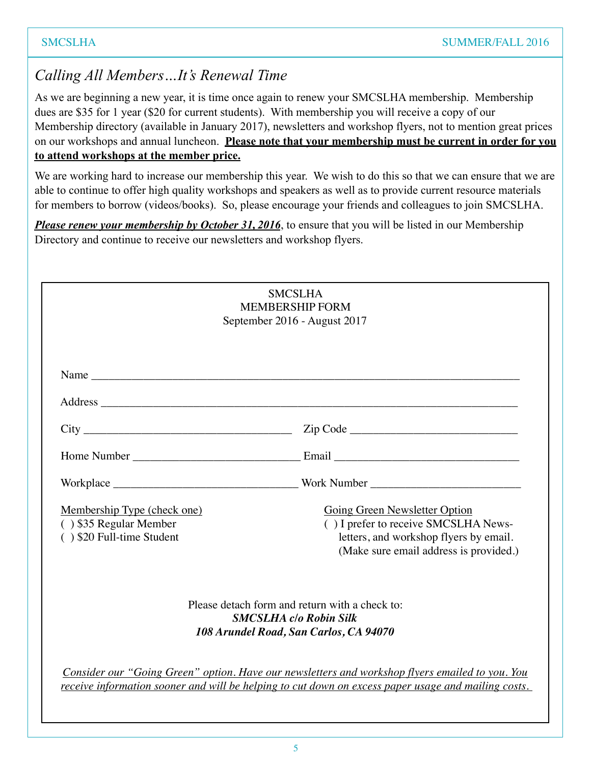## *Calling All Members…It's Renewal Time*

As we are beginning a new year, it is time once again to renew your SMCSLHA membership. Membership dues are $35 for 1 year ($20 for current students). With membership you will receive a copy of our Membership directory (available in January 2017), newsletters and workshop flyers, not to mention great prices on our workshops and annual luncheon. **Please note that your membership must be current in order for you to attend workshops at the member price.**

We are working hard to increase our membership this year. We wish to do this so that we can ensure that we are able to continue to offer high quality workshops and speakers as well as to provide current resource materials for members to borrow (videos/books). So, please encourage your friends and colleagues to join SMCSLHA.

***Please renew your membership by October 31, 2016***, to ensure that you will be listed in our Membership Directory and continue to receive our newsletters and workshop flyers.

---

SMCSLHA
MEMBERSHIP FORM
September 2016 - August 2017

Name ______________________________________________________________

Address ____________________________________________________________

City ______________________________ Zip Code _______________________

Home Number _______________________ Email __________________________

Workplace __________________________ Work Number ____________________

Membership Type (check one)
( ) $35 Regular Member
( ) $20 Full-time Student

Going Green Newsletter Option
( ) I prefer to receive SMCSLHA Newsletters, and workshop flyers by email. (Make sure email address is provided.)

Please detach form and return with a check to:
***SMCSLHA c/o Robin Silk***
***108 Arundel Road, San Carlos, CA 94070***

*Consider our "Going Green" option. Have our newsletters and workshop flyers emailed to you. You receive information sooner and will be helping to cut down on excess paper usage and mailing costs.*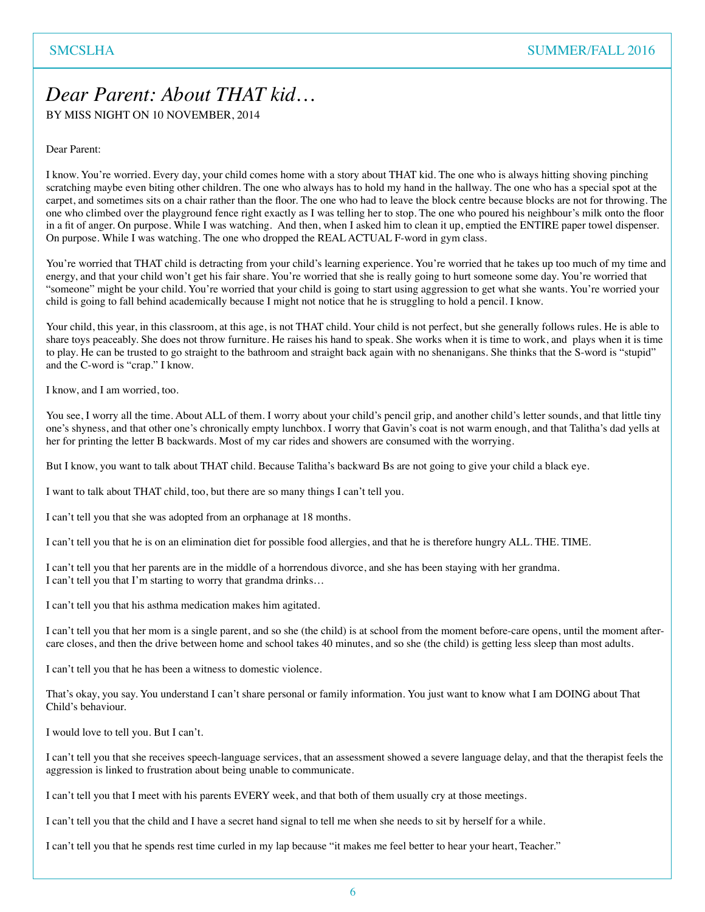# *Dear Parent: About THAT kid…*

BY MISS NIGHT ON 10 NOVEMBER, 2014

Dear Parent:

I know. You're worried. Every day, your child comes home with a story about THAT kid. The one who is always hitting shoving pinching scratching maybe even biting other children. The one who always has to hold my hand in the hallway. The one who has a special spot at the carpet, and sometimes sits on a chair rather than the floor. The one who had to leave the block centre because blocks are not for throwing. The one who climbed over the playground fence right exactly as I was telling her to stop. The one who poured his neighbour's milk onto the floor in a fit of anger. On purpose. While I was watching. And then, when I asked him to clean it up, emptied the ENTIRE paper towel dispenser. On purpose. While I was watching. The one who dropped the REAL ACTUAL F-word in gym class.

You're worried that THAT child is detracting from your child's learning experience. You're worried that he takes up too much of my time and energy, and that your child won't get his fair share. You're worried that she is really going to hurt someone some day. You're worried that "someone" might be your child. You're worried that your child is going to start using aggression to get what she wants. You're worried your child is going to fall behind academically because I might not notice that he is struggling to hold a pencil. I know.

Your child, this year, in this classroom, at this age, is not THAT child. Your child is not perfect, but she generally follows rules. He is able to share toys peaceably. She does not throw furniture. He raises his hand to speak. She works when it is time to work, and plays when it is time to play. He can be trusted to go straight to the bathroom and straight back again with no shenanigans. She thinks that the S-word is "stupid" and the C-word is "crap." I know.

I know, and I am worried, too.

You see, I worry all the time. About ALL of them. I worry about your child's pencil grip, and another child's letter sounds, and that little tiny one's shyness, and that other one's chronically empty lunchbox. I worry that Gavin's coat is not warm enough, and that Talitha's dad yells at her for printing the letter B backwards. Most of my car rides and showers are consumed with the worrying.

But I know, you want to talk about THAT child. Because Talitha's backward Bs are not going to give your child a black eye.

I want to talk about THAT child, too, but there are so many things I can't tell you.

I can't tell you that she was adopted from an orphanage at 18 months.

I can't tell you that he is on an elimination diet for possible food allergies, and that he is therefore hungry ALL. THE. TIME.

I can't tell you that her parents are in the middle of a horrendous divorce, and she has been staying with her grandma.
I can't tell you that I'm starting to worry that grandma drinks…

I can't tell you that his asthma medication makes him agitated.

I can't tell you that her mom is a single parent, and so she (the child) is at school from the moment before-care opens, until the moment after-care closes, and then the drive between home and school takes 40 minutes, and so she (the child) is getting less sleep than most adults.

I can't tell you that he has been a witness to domestic violence.

That's okay, you say. You understand I can't share personal or family information. You just want to know what I am DOING about That Child's behaviour.

I would love to tell you. But I can't.

I can't tell you that she receives speech-language services, that an assessment showed a severe language delay, and that the therapist feels the aggression is linked to frustration about being unable to communicate.

I can't tell you that I meet with his parents EVERY week, and that both of them usually cry at those meetings.

I can't tell you that the child and I have a secret hand signal to tell me when she needs to sit by herself for a while.

I can't tell you that he spends rest time curled in my lap because "it makes me feel better to hear your heart, Teacher."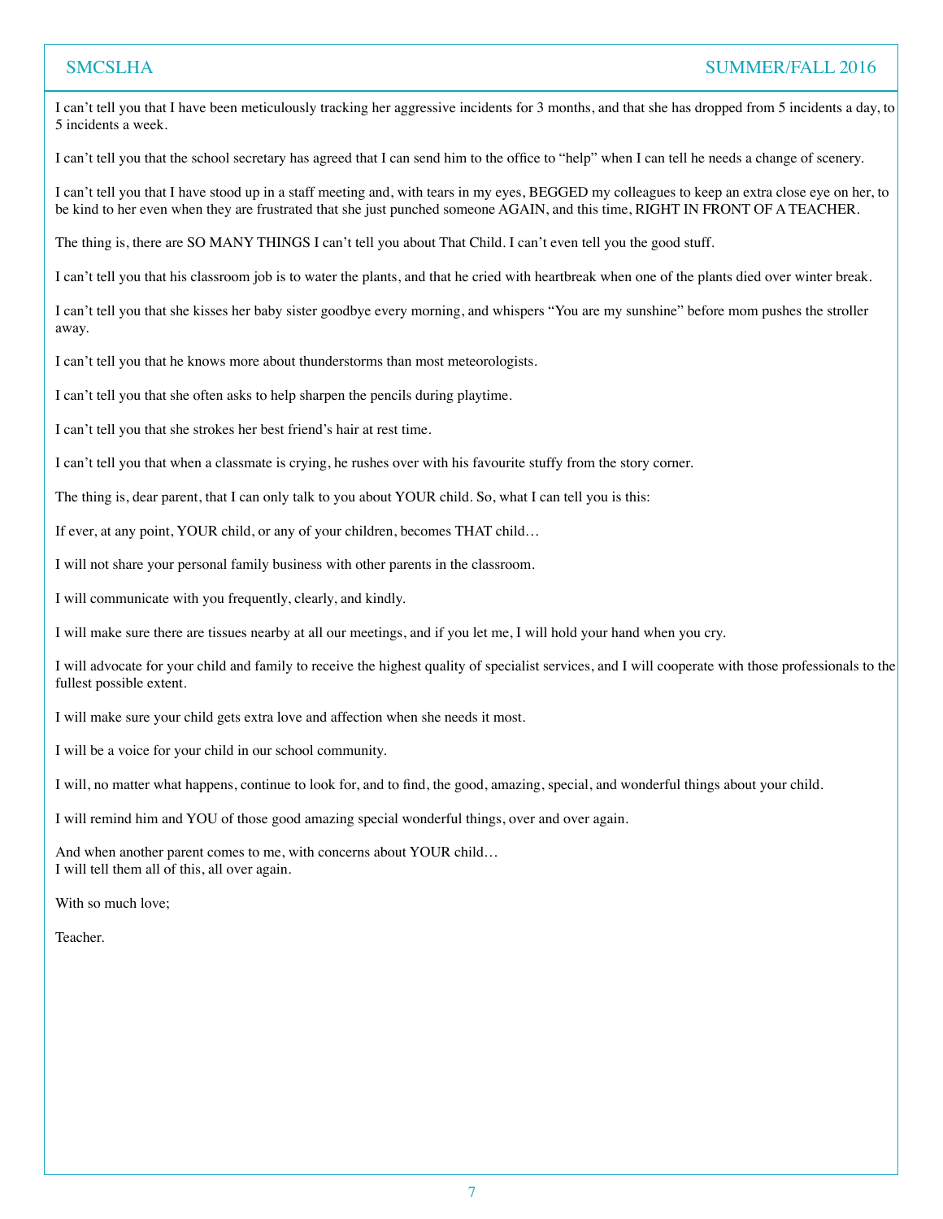I can't tell you that I have been meticulously tracking her aggressive incidents for 3 months, and that she has dropped from 5 incidents a day, to 5 incidents a week.

I can't tell you that the school secretary has agreed that I can send him to the office to "help" when I can tell he needs a change of scenery.

I can't tell you that I have stood up in a staff meeting and, with tears in my eyes, BEGGED my colleagues to keep an extra close eye on her, to be kind to her even when they are frustrated that she just punched someone AGAIN, and this time, RIGHT IN FRONT OF A TEACHER.

The thing is, there are SO MANY THINGS I can't tell you about That Child. I can't even tell you the good stuff.

I can't tell you that his classroom job is to water the plants, and that he cried with heartbreak when one of the plants died over winter break.

I can't tell you that she kisses her baby sister goodbye every morning, and whispers "You are my sunshine" before mom pushes the stroller away.

I can't tell you that he knows more about thunderstorms than most meteorologists.

I can't tell you that she often asks to help sharpen the pencils during playtime.

I can't tell you that she strokes her best friend's hair at rest time.

I can't tell you that when a classmate is crying, he rushes over with his favourite stuffy from the story corner.

The thing is, dear parent, that I can only talk to you about YOUR child. So, what I can tell you is this:

If ever, at any point, YOUR child, or any of your children, becomes THAT child…

I will not share your personal family business with other parents in the classroom.

I will communicate with you frequently, clearly, and kindly.

I will make sure there are tissues nearby at all our meetings, and if you let me, I will hold your hand when you cry.

I will advocate for your child and family to receive the highest quality of specialist services, and I will cooperate with those professionals to the fullest possible extent.

I will make sure your child gets extra love and affection when she needs it most.

I will be a voice for your child in our school community.

I will, no matter what happens, continue to look for, and to find, the good, amazing, special, and wonderful things about your child.

I will remind him and YOU of those good amazing special wonderful things, over and over again.

And when another parent comes to me, with concerns about YOUR child…
I will tell them all of this, all over again.

With so much love;

Teacher.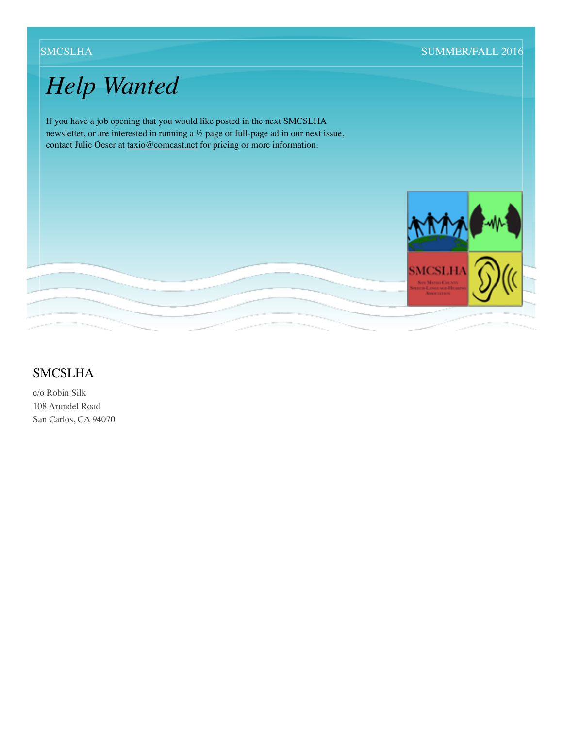# *Help Wanted*

If you have a job opening that you would like posted in the next SMCSLHA newsletter, or are interested in running a ½ page or full-page ad in our next issue, contact Julie Oeser at taxio@comcast.net for pricing or more information.

## SMCSLHA

c/o Robin Silk
108 Arundel Road
San Carlos, CA 94070